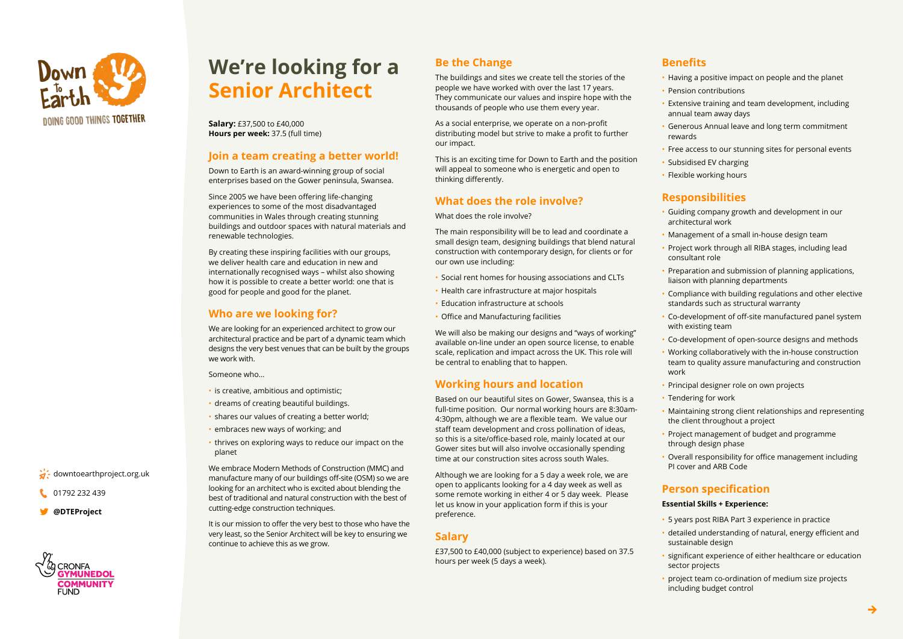Down To Earth

DOING GOOD THINGS TOGETHER

downtoearthproject.org.uk

01792 232 439

@DTEProject

CRONFA GYMUNEDOL COMMUNITY FUND

# We're looking for a Senior Architect

**Salary:** £37,500 to £40,000
**Hours per week:** 37.5 (full time)

## Join a team creating a better world!

Down to Earth is an award-winning group of social enterprises based on the Gower peninsula, Swansea.

Since 2005 we have been offering life-changing experiences to some of the most disadvantaged communities in Wales through creating stunning buildings and outdoor spaces with natural materials and renewable technologies.

By creating these inspiring facilities with our groups, we deliver health care and education in new and internationally recognised ways – whilst also showing how it is possible to create a better world: one that is good for people and good for the planet.

## Who are we looking for?

We are looking for an experienced architect to grow our architectural practice and be part of a dynamic team which designs the very best venues that can be built by the groups we work with.

Someone who...

- is creative, ambitious and optimistic;
- dreams of creating beautiful buildings.
- shares our values of creating a better world;
- embraces new ways of working; and
- thrives on exploring ways to reduce our impact on the planet

We embrace Modern Methods of Construction (MMC) and manufacture many of our buildings off-site (OSM) so we are looking for an architect who is excited about blending the best of traditional and natural construction with the best of cutting-edge construction techniques.

It is our mission to offer the very best to those who have the very least, so the Senior Architect will be key to ensuring we continue to achieve this as we grow.

## Be the Change

The buildings and sites we create tell the stories of the people we have worked with over the last 17 years. They communicate our values and inspire hope with the thousands of people who use them every year.

As a social enterprise, we operate on a non-profit distributing model but strive to make a profit to further our impact.

This is an exciting time for Down to Earth and the position will appeal to someone who is energetic and open to thinking differently.

## What does the role involve?

What does the role involve?

The main responsibility will be to lead and coordinate a small design team, designing buildings that blend natural construction with contemporary design, for clients or for our own use including:

- Social rent homes for housing associations and CLTs
- Health care infrastructure at major hospitals
- Education infrastructure at schools
- Office and Manufacturing facilities

We will also be making our designs and "ways of working" available on-line under an open source license, to enable scale, replication and impact across the UK. This role will be central to enabling that to happen.

## Working hours and location

Based on our beautiful sites on Gower, Swansea, this is a full-time position. Our normal working hours are 8:30am-4:30pm, although we are a flexible team. We value our staff team development and cross pollination of ideas, so this is a site/office-based role, mainly located at our Gower sites but will also involve occasionally spending time at our construction sites across south Wales.

Although we are looking for a 5 day a week role, we are open to applicants looking for a 4 day week as well as some remote working in either 4 or 5 day week. Please let us know in your application form if this is your preference.

## Salary

£37,500 to £40,000 (subject to experience) based on 37.5 hours per week (5 days a week).

## Benefits

- Having a positive impact on people and the planet
- Pension contributions
- Extensive training and team development, including annual team away days
- Generous Annual leave and long term commitment rewards
- Free access to our stunning sites for personal events
- Subsidised EV charging
- Flexible working hours

## Responsibilities

- Guiding company growth and development in our architectural work
- Management of a small in-house design team
- Project work through all RIBA stages, including lead consultant role
- Preparation and submission of planning applications, liaison with planning departments
- Compliance with building regulations and other elective standards such as structural warranty
- Co-development of off-site manufactured panel system with existing team
- Co-development of open-source designs and methods
- Working collaboratively with the in-house construction team to quality assure manufacturing and construction work
- Principal designer role on own projects
- Tendering for work
- Maintaining strong client relationships and representing the client throughout a project
- Project management of budget and programme through design phase
- Overall responsibility for office management including PI cover and ARB Code

## Person specification

**Essential Skills + Experience:**

- 5 years post RIBA Part 3 experience in practice
- detailed understanding of natural, energy efficient and sustainable design
- significant experience of either healthcare or education sector projects
- project team co-ordination of medium size projects including budget control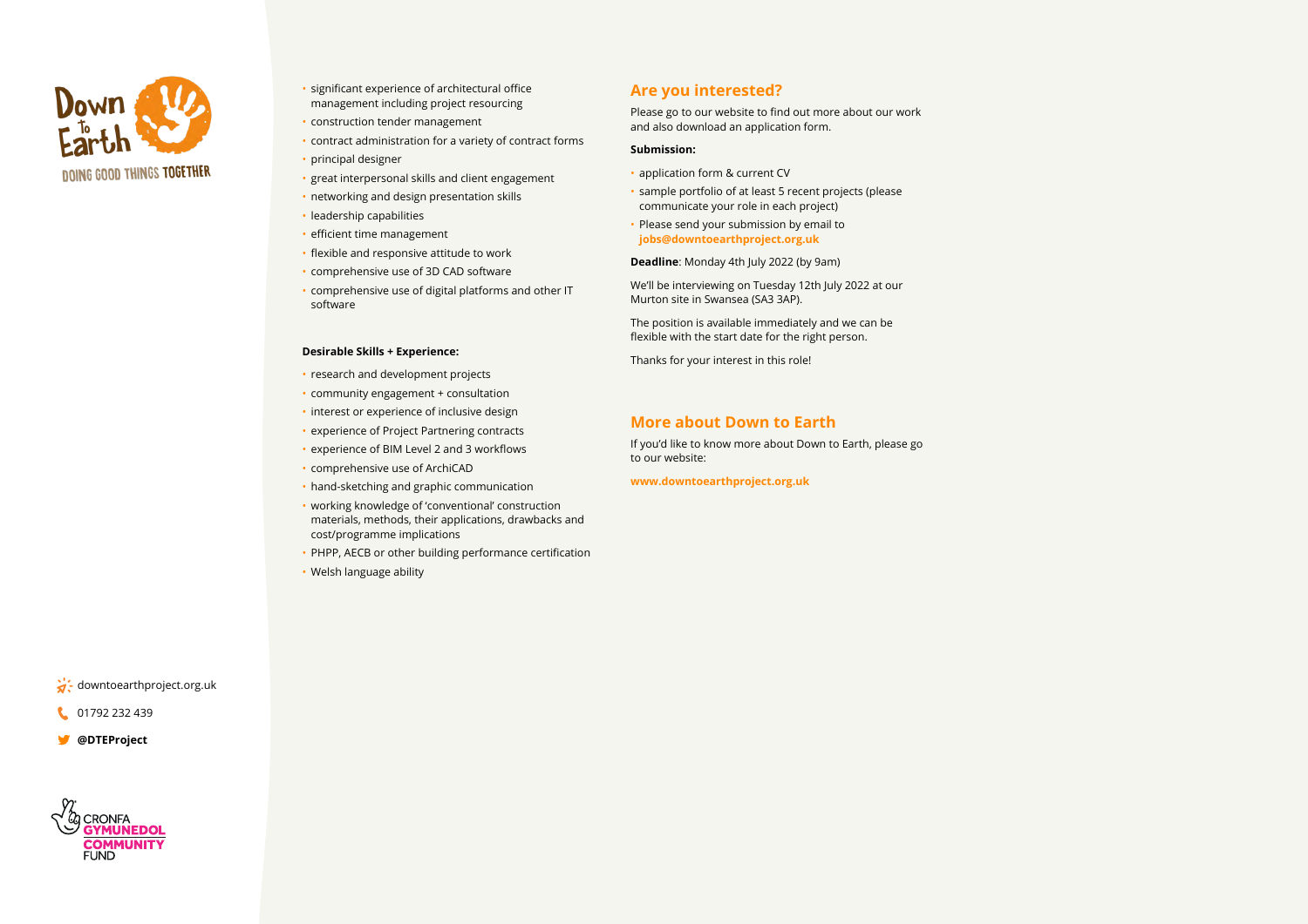Down to Earth

DOING GOOD THINGS TOGETHER

- significant experience of architectural office management including project resourcing
- construction tender management
- contract administration for a variety of contract forms
- principal designer
- great interpersonal skills and client engagement
- networking and design presentation skills
- leadership capabilities
- efficient time management
- flexible and responsive attitude to work
- comprehensive use of 3D CAD software
- comprehensive use of digital platforms and other IT software

**Desirable Skills + Experience:**

- research and development projects
- community engagement + consultation
- interest or experience of inclusive design
- experience of Project Partnering contracts
- experience of BIM Level 2 and 3 workflows
- comprehensive use of ArchiCAD
- hand-sketching and graphic communication
- working knowledge of 'conventional' construction materials, methods, their applications, drawbacks and cost/programme implications
- PHPP, AECB or other building performance certification
- Welsh language ability

## Are you interested?

Please go to our website to find out more about our work and also download an application form.

**Submission:**

- application form & current CV
- sample portfolio of at least 5 recent projects (please communicate your role in each project)
- Please send your submission by email to **jobs@downtoearthproject.org.uk**

**Deadline**: Monday 4th July 2022 (by 9am)

We'll be interviewing on Tuesday 12th July 2022 at our Murton site in Swansea (SA3 3AP).

The position is available immediately and we can be flexible with the start date for the right person.

Thanks for your interest in this role!

## More about Down to Earth

If you'd like to know more about Down to Earth, please go to our website:

**www.downtoearthproject.org.uk**

downtoearthproject.org.uk

01792 232 439

**@DTEProject**

CRONFA GYMUNEDOL COMMUNITY FUND